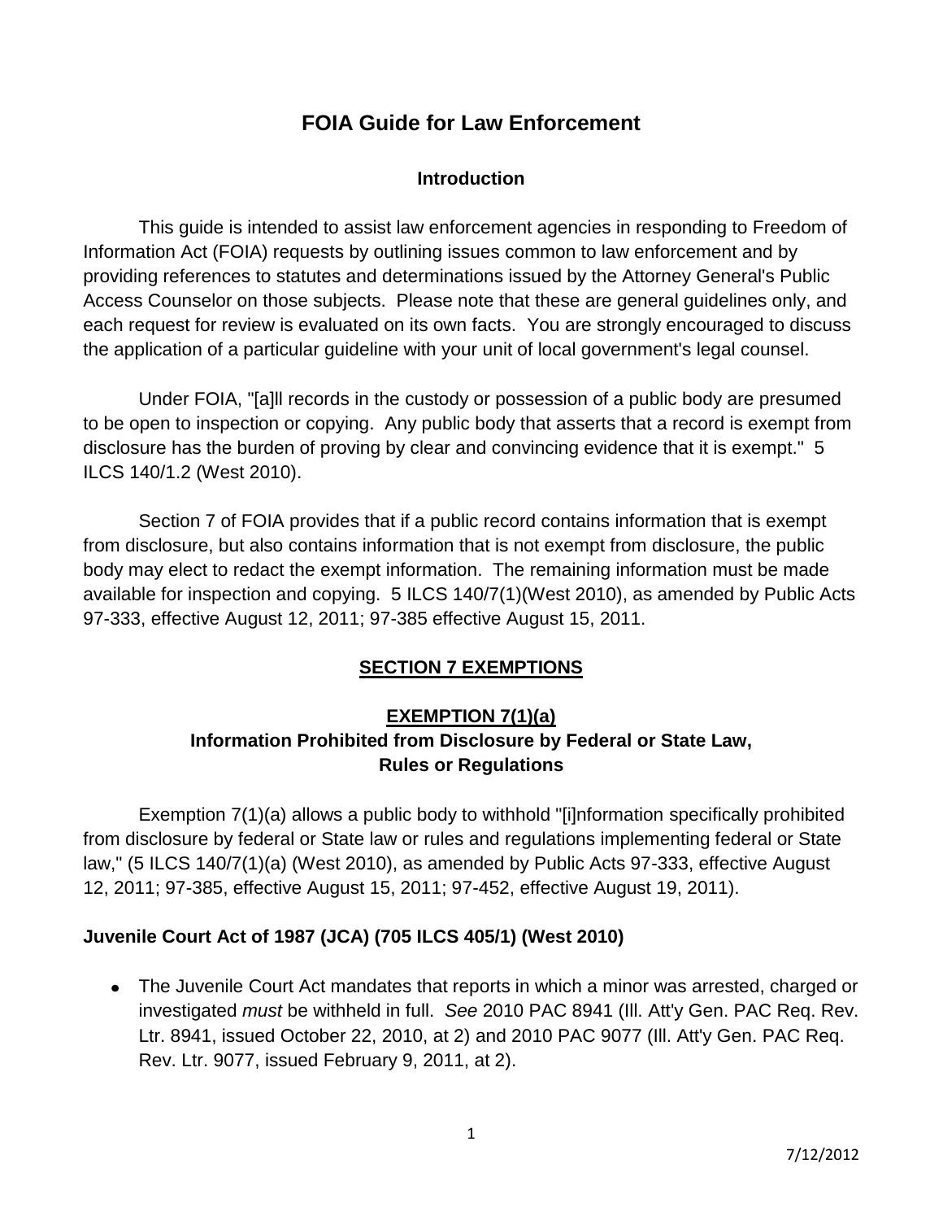# FOIA Guide for Law Enforcement

## Introduction

This guide is intended to assist law enforcement agencies in responding to Freedom of Information Act (FOIA) requests by outlining issues common to law enforcement and by providing references to statutes and determinations issued by the Attorney General's Public Access Counselor on those subjects. Please note that these are general guidelines only, and each request for review is evaluated on its own facts. You are strongly encouraged to discuss the application of a particular guideline with your unit of local government's legal counsel.

Under FOIA, "[a]ll records in the custody or possession of a public body are presumed to be open to inspection or copying. Any public body that asserts that a record is exempt from disclosure has the burden of proving by clear and convincing evidence that it is exempt." 5 ILCS 140/1.2 (West 2010).

Section 7 of FOIA provides that if a public record contains information that is exempt from disclosure, but also contains information that is not exempt from disclosure, the public body may elect to redact the exempt information. The remaining information must be made available for inspection and copying. 5 ILCS 140/7(1)(West 2010), as amended by Public Acts 97-333, effective August 12, 2011; 97-385 effective August 15, 2011.

## SECTION 7 EXEMPTIONS

### EXEMPTION 7(1)(a)
### Information Prohibited from Disclosure by Federal or State Law, Rules or Regulations

Exemption 7(1)(a) allows a public body to withhold "[i]nformation specifically prohibited from disclosure by federal or State law or rules and regulations implementing federal or State law," (5 ILCS 140/7(1)(a) (West 2010), as amended by Public Acts 97-333, effective August 12, 2011; 97-385, effective August 15, 2011; 97-452, effective August 19, 2011).

**Juvenile Court Act of 1987 (JCA) (705 ILCS 405/1) (West 2010)**

- The Juvenile Court Act mandates that reports in which a minor was arrested, charged or investigated *must* be withheld in full. *See* 2010 PAC 8941 (Ill. Att'y Gen. PAC Req. Rev. Ltr. 8941, issued October 22, 2010, at 2) and 2010 PAC 9077 (Ill. Att'y Gen. PAC Req. Rev. Ltr. 9077, issued February 9, 2011, at 2).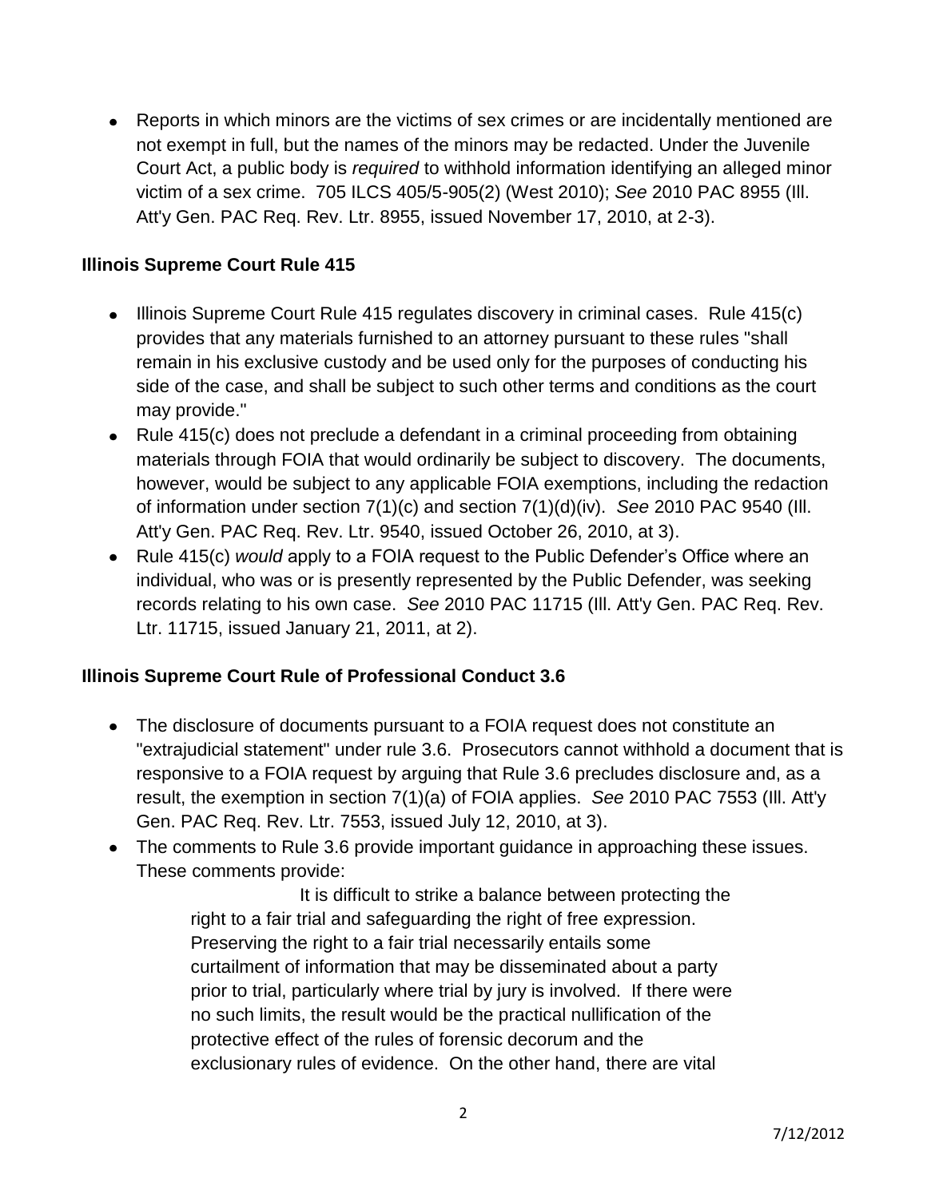- Reports in which minors are the victims of sex crimes or are incidentally mentioned are not exempt in full, but the names of the minors may be redacted. Under the Juvenile Court Act, a public body is *required* to withhold information identifying an alleged minor victim of a sex crime. 705 ILCS 405/5-905(2) (West 2010); *See* 2010 PAC 8955 (Ill. Att'y Gen. PAC Req. Rev. Ltr. 8955, issued November 17, 2010, at 2-3).

**Illinois Supreme Court Rule 415**

- Illinois Supreme Court Rule 415 regulates discovery in criminal cases. Rule 415(c) provides that any materials furnished to an attorney pursuant to these rules "shall remain in his exclusive custody and be used only for the purposes of conducting his side of the case, and shall be subject to such other terms and conditions as the court may provide."
- Rule 415(c) does not preclude a defendant in a criminal proceeding from obtaining materials through FOIA that would ordinarily be subject to discovery. The documents, however, would be subject to any applicable FOIA exemptions, including the redaction of information under section 7(1)(c) and section 7(1)(d)(iv). *See* 2010 PAC 9540 (Ill. Att'y Gen. PAC Req. Rev. Ltr. 9540, issued October 26, 2010, at 3).
- Rule 415(c) *would* apply to a FOIA request to the Public Defender's Office where an individual, who was or is presently represented by the Public Defender, was seeking records relating to his own case. *See* 2010 PAC 11715 (Ill. Att'y Gen. PAC Req. Rev. Ltr. 11715, issued January 21, 2011, at 2).

**Illinois Supreme Court Rule of Professional Conduct 3.6**

- The disclosure of documents pursuant to a FOIA request does not constitute an "extrajudicial statement" under rule 3.6. Prosecutors cannot withhold a document that is responsive to a FOIA request by arguing that Rule 3.6 precludes disclosure and, as a result, the exemption in section 7(1)(a) of FOIA applies. *See* 2010 PAC 7553 (Ill. Att'y Gen. PAC Req. Rev. Ltr. 7553, issued July 12, 2010, at 3).
- The comments to Rule 3.6 provide important guidance in approaching these issues. These comments provide:

> It is difficult to strike a balance between protecting the right to a fair trial and safeguarding the right of free expression. Preserving the right to a fair trial necessarily entails some curtailment of information that may be disseminated about a party prior to trial, particularly where trial by jury is involved. If there were no such limits, the result would be the practical nullification of the protective effect of the rules of forensic decorum and the exclusionary rules of evidence. On the other hand, there are vital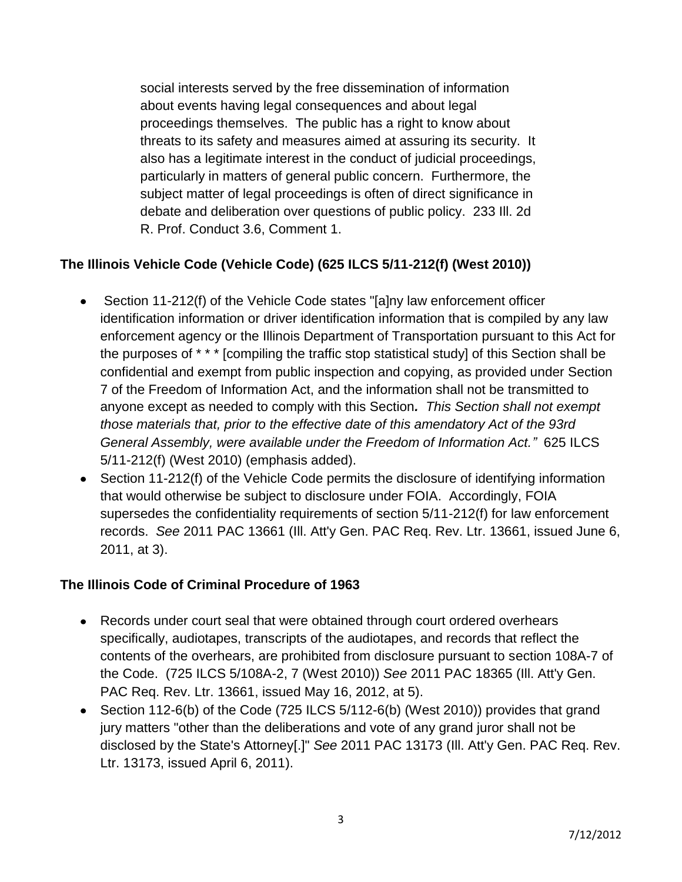social interests served by the free dissemination of information about events having legal consequences and about legal proceedings themselves. The public has a right to know about threats to its safety and measures aimed at assuring its security. It also has a legitimate interest in the conduct of judicial proceedings, particularly in matters of general public concern. Furthermore, the subject matter of legal proceedings is often of direct significance in debate and deliberation over questions of public policy. 233 Ill. 2d R. Prof. Conduct 3.6, Comment 1.

**The Illinois Vehicle Code (Vehicle Code) (625 ILCS 5/11-212(f) (West 2010))**

- Section 11-212(f) of the Vehicle Code states "[a]ny law enforcement officer identification information or driver identification information that is compiled by any law enforcement agency or the Illinois Department of Transportation pursuant to this Act for the purposes of * * * [compiling the traffic stop statistical study] of this Section shall be confidential and exempt from public inspection and copying, as provided under Section 7 of the Freedom of Information Act, and the information shall not be transmitted to anyone except as needed to comply with this Section*. This Section shall not exempt those materials that, prior to the effective date of this amendatory Act of the 93rd General Assembly, were available under the Freedom of Information Act."* 625 ILCS 5/11-212(f) (West 2010) (emphasis added).
- Section 11-212(f) of the Vehicle Code permits the disclosure of identifying information that would otherwise be subject to disclosure under FOIA. Accordingly, FOIA supersedes the confidentiality requirements of section 5/11-212(f) for law enforcement records. *See* 2011 PAC 13661 (Ill. Att'y Gen. PAC Req. Rev. Ltr. 13661, issued June 6, 2011, at 3).

**The Illinois Code of Criminal Procedure of 1963**

- Records under court seal that were obtained through court ordered overhears specifically, audiotapes, transcripts of the audiotapes, and records that reflect the contents of the overhears, are prohibited from disclosure pursuant to section 108A-7 of the Code. (725 ILCS 5/108A-2, 7 (West 2010)) *See* 2011 PAC 18365 (Ill. Att'y Gen. PAC Req. Rev. Ltr. 13661, issued May 16, 2012, at 5).
- Section 112-6(b) of the Code (725 ILCS 5/112-6(b) (West 2010)) provides that grand jury matters "other than the deliberations and vote of any grand juror shall not be disclosed by the State's Attorney[.]" *See* 2011 PAC 13173 (Ill. Att'y Gen. PAC Req. Rev. Ltr. 13173, issued April 6, 2011).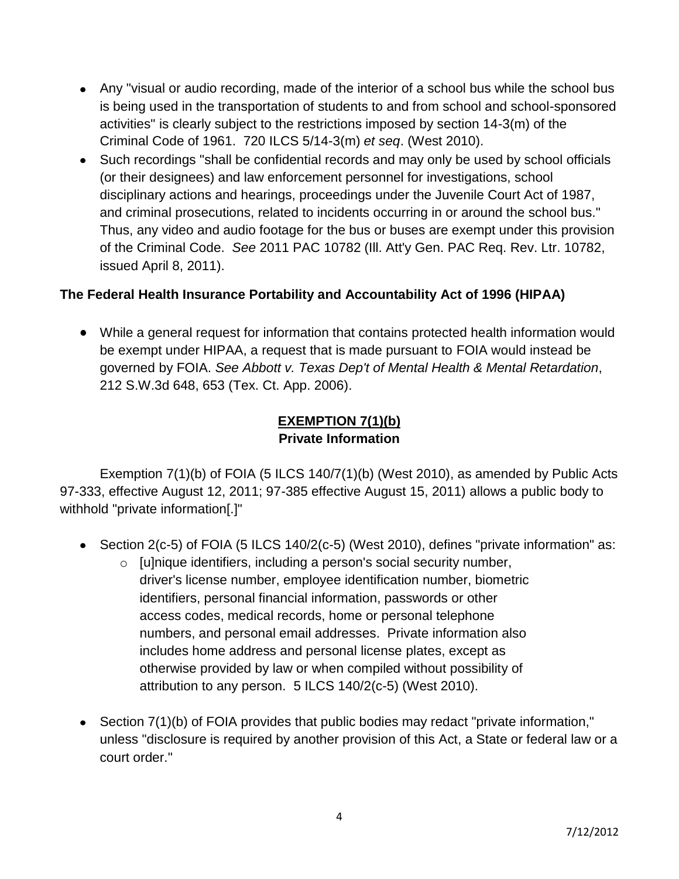- Any "visual or audio recording, made of the interior of a school bus while the school bus is being used in the transportation of students to and from school and school-sponsored activities" is clearly subject to the restrictions imposed by section 14-3(m) of the Criminal Code of 1961. 720 ILCS 5/14-3(m) *et seq*. (West 2010).
- Such recordings "shall be confidential records and may only be used by school officials (or their designees) and law enforcement personnel for investigations, school disciplinary actions and hearings, proceedings under the Juvenile Court Act of 1987, and criminal prosecutions, related to incidents occurring in or around the school bus." Thus, any video and audio footage for the bus or buses are exempt under this provision of the Criminal Code. *See* 2011 PAC 10782 (Ill. Att'y Gen. PAC Req. Rev. Ltr. 10782, issued April 8, 2011).

**The Federal Health Insurance Portability and Accountability Act of 1996 (HIPAA)**

- While a general request for information that contains protected health information would be exempt under HIPAA, a request that is made pursuant to FOIA would instead be governed by FOIA. *See Abbott v. Texas Dep't of Mental Health & Mental Retardation*, 212 S.W.3d 648, 653 (Tex. Ct. App. 2006).

## EXEMPTION 7(1)(b)
### Private Information

Exemption 7(1)(b) of FOIA (5 ILCS 140/7(1)(b) (West 2010), as amended by Public Acts 97-333, effective August 12, 2011; 97-385 effective August 15, 2011) allows a public body to withhold "private information[.]"

- Section 2(c-5) of FOIA (5 ILCS 140/2(c-5) (West 2010), defines "private information" as:
  - [u]nique identifiers, including a person's social security number, driver's license number, employee identification number, biometric identifiers, personal financial information, passwords or other access codes, medical records, home or personal telephone numbers, and personal email addresses. Private information also includes home address and personal license plates, except as otherwise provided by law or when compiled without possibility of attribution to any person. 5 ILCS 140/2(c-5) (West 2010).
- Section 7(1)(b) of FOIA provides that public bodies may redact "private information," unless "disclosure is required by another provision of this Act, a State or federal law or a court order."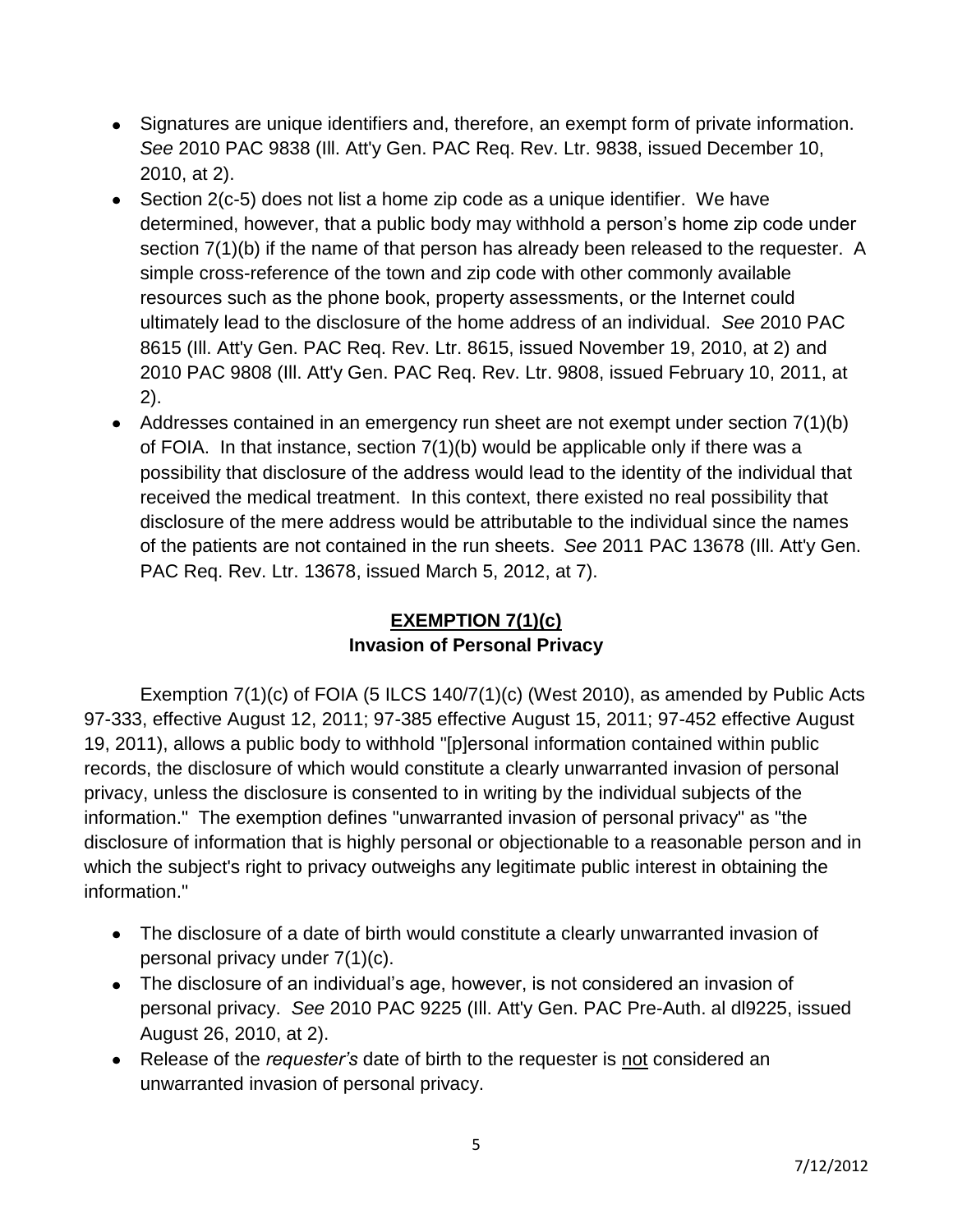- Signatures are unique identifiers and, therefore, an exempt form of private information. *See* 2010 PAC 9838 (Ill. Att'y Gen. PAC Req. Rev. Ltr. 9838, issued December 10, 2010, at 2).
- Section 2(c-5) does not list a home zip code as a unique identifier. We have determined, however, that a public body may withhold a person's home zip code under section 7(1)(b) if the name of that person has already been released to the requester. A simple cross-reference of the town and zip code with other commonly available resources such as the phone book, property assessments, or the Internet could ultimately lead to the disclosure of the home address of an individual. *See* 2010 PAC 8615 (Ill. Att'y Gen. PAC Req. Rev. Ltr. 8615, issued November 19, 2010, at 2) and 2010 PAC 9808 (Ill. Att'y Gen. PAC Req. Rev. Ltr. 9808, issued February 10, 2011, at 2).
- Addresses contained in an emergency run sheet are not exempt under section 7(1)(b) of FOIA. In that instance, section 7(1)(b) would be applicable only if there was a possibility that disclosure of the address would lead to the identity of the individual that received the medical treatment. In this context, there existed no real possibility that disclosure of the mere address would be attributable to the individual since the names of the patients are not contained in the run sheets. *See* 2011 PAC 13678 (Ill. Att'y Gen. PAC Req. Rev. Ltr. 13678, issued March 5, 2012, at 7).

## EXEMPTION 7(1)(c)
### Invasion of Personal Privacy

Exemption 7(1)(c) of FOIA (5 ILCS 140/7(1)(c) (West 2010), as amended by Public Acts 97-333, effective August 12, 2011; 97-385 effective August 15, 2011; 97-452 effective August 19, 2011), allows a public body to withhold "[p]ersonal information contained within public records, the disclosure of which would constitute a clearly unwarranted invasion of personal privacy, unless the disclosure is consented to in writing by the individual subjects of the information." The exemption defines "unwarranted invasion of personal privacy" as "the disclosure of information that is highly personal or objectionable to a reasonable person and in which the subject's right to privacy outweighs any legitimate public interest in obtaining the information."

- The disclosure of a date of birth would constitute a clearly unwarranted invasion of personal privacy under 7(1)(c).
- The disclosure of an individual's age, however, is not considered an invasion of personal privacy. *See* 2010 PAC 9225 (Ill. Att'y Gen. PAC Pre-Auth. al dl9225, issued August 26, 2010, at 2).
- Release of the *requester's* date of birth to the requester is not considered an unwarranted invasion of personal privacy.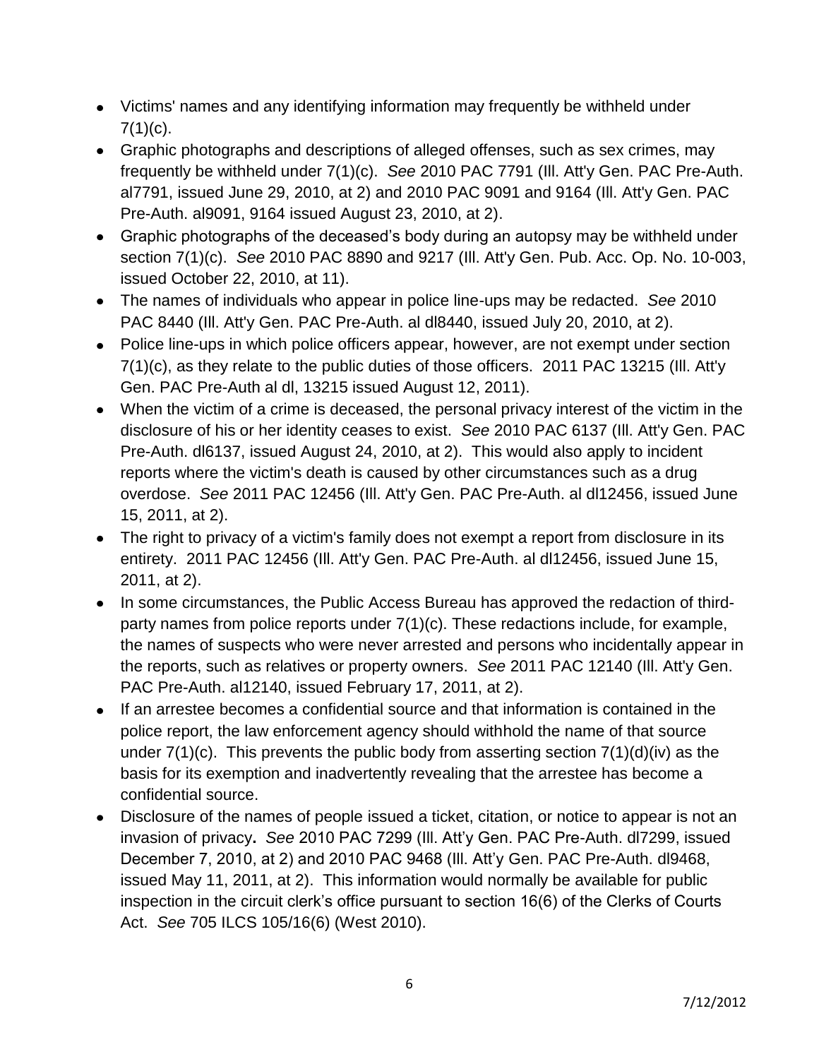- Victims' names and any identifying information may frequently be withheld under 7(1)(c).
- Graphic photographs and descriptions of alleged offenses, such as sex crimes, may frequently be withheld under 7(1)(c). *See* 2010 PAC 7791 (Ill. Att'y Gen. PAC Pre-Auth. al7791, issued June 29, 2010, at 2) and 2010 PAC 9091 and 9164 (Ill. Att'y Gen. PAC Pre-Auth. al9091, 9164 issued August 23, 2010, at 2).
- Graphic photographs of the deceased's body during an autopsy may be withheld under section 7(1)(c). *See* 2010 PAC 8890 and 9217 (Ill. Att'y Gen. Pub. Acc. Op. No. 10-003, issued October 22, 2010, at 11).
- The names of individuals who appear in police line-ups may be redacted. *See* 2010 PAC 8440 (Ill. Att'y Gen. PAC Pre-Auth. al dl8440, issued July 20, 2010, at 2).
- Police line-ups in which police officers appear, however, are not exempt under section 7(1)(c), as they relate to the public duties of those officers. 2011 PAC 13215 (Ill. Att'y Gen. PAC Pre-Auth al dl, 13215 issued August 12, 2011).
- When the victim of a crime is deceased, the personal privacy interest of the victim in the disclosure of his or her identity ceases to exist. *See* 2010 PAC 6137 (Ill. Att'y Gen. PAC Pre-Auth. dl6137, issued August 24, 2010, at 2). This would also apply to incident reports where the victim's death is caused by other circumstances such as a drug overdose. *See* 2011 PAC 12456 (Ill. Att'y Gen. PAC Pre-Auth. al dl12456, issued June 15, 2011, at 2).
- The right to privacy of a victim's family does not exempt a report from disclosure in its entirety. 2011 PAC 12456 (Ill. Att'y Gen. PAC Pre-Auth. al dl12456, issued June 15, 2011, at 2).
- In some circumstances, the Public Access Bureau has approved the redaction of third-party names from police reports under 7(1)(c). These redactions include, for example, the names of suspects who were never arrested and persons who incidentally appear in the reports, such as relatives or property owners. *See* 2011 PAC 12140 (Ill. Att'y Gen. PAC Pre-Auth. al12140, issued February 17, 2011, at 2).
- If an arrestee becomes a confidential source and that information is contained in the police report, the law enforcement agency should withhold the name of that source under 7(1)(c). This prevents the public body from asserting section 7(1)(d)(iv) as the basis for its exemption and inadvertently revealing that the arrestee has become a confidential source.
- Disclosure of the names of people issued a ticket, citation, or notice to appear is not an invasion of privacy**.** *See* 2010 PAC 7299 (Ill. Att'y Gen. PAC Pre-Auth. dl7299, issued December 7, 2010, at 2) and 2010 PAC 9468 (Ill. Att'y Gen. PAC Pre-Auth. dl9468, issued May 11, 2011, at 2). This information would normally be available for public inspection in the circuit clerk's office pursuant to section 16(6) of the Clerks of Courts Act. *See* 705 ILCS 105/16(6) (West 2010).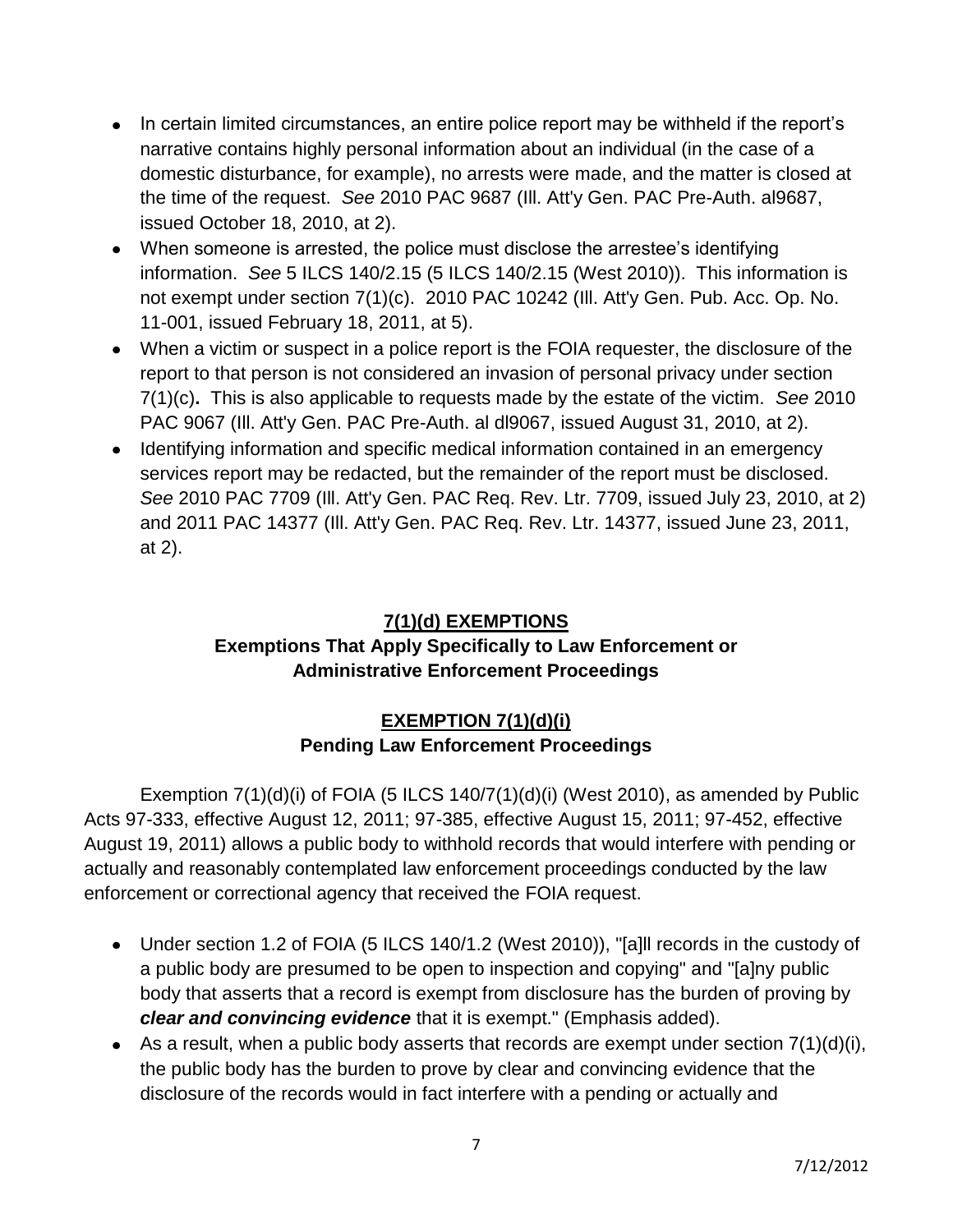- In certain limited circumstances, an entire police report may be withheld if the report's narrative contains highly personal information about an individual (in the case of a domestic disturbance, for example), no arrests were made, and the matter is closed at the time of the request. *See* 2010 PAC 9687 (Ill. Att'y Gen. PAC Pre-Auth. al9687, issued October 18, 2010, at 2).
- When someone is arrested, the police must disclose the arrestee's identifying information. *See* 5 ILCS 140/2.15 (5 ILCS 140/2.15 (West 2010)). This information is not exempt under section 7(1)(c). 2010 PAC 10242 (Ill. Att'y Gen. Pub. Acc. Op. No. 11-001, issued February 18, 2011, at 5).
- When a victim or suspect in a police report is the FOIA requester, the disclosure of the report to that person is not considered an invasion of personal privacy under section 7(1)(c)**.** This is also applicable to requests made by the estate of the victim. *See* 2010 PAC 9067 (Ill. Att'y Gen. PAC Pre-Auth. al dl9067, issued August 31, 2010, at 2).
- Identifying information and specific medical information contained in an emergency services report may be redacted, but the remainder of the report must be disclosed. *See* 2010 PAC 7709 (Ill. Att'y Gen. PAC Req. Rev. Ltr. 7709, issued July 23, 2010, at 2) and 2011 PAC 14377 (Ill. Att'y Gen. PAC Req. Rev. Ltr. 14377, issued June 23, 2011, at 2).

## 7(1)(d) EXEMPTIONS

### Exemptions That Apply Specifically to Law Enforcement or Administrative Enforcement Proceedings

### EXEMPTION 7(1)(d)(i)

**Pending Law Enforcement Proceedings**

Exemption 7(1)(d)(i) of FOIA (5 ILCS 140/7(1)(d)(i) (West 2010), as amended by Public Acts 97-333, effective August 12, 2011; 97-385, effective August 15, 2011; 97-452, effective August 19, 2011) allows a public body to withhold records that would interfere with pending or actually and reasonably contemplated law enforcement proceedings conducted by the law enforcement or correctional agency that received the FOIA request.

- Under section 1.2 of FOIA (5 ILCS 140/1.2 (West 2010)), "[a]ll records in the custody of a public body are presumed to be open to inspection and copying" and "[a]ny public body that asserts that a record is exempt from disclosure has the burden of proving by ***clear and convincing evidence*** that it is exempt." (Emphasis added).
- As a result, when a public body asserts that records are exempt under section 7(1)(d)(i), the public body has the burden to prove by clear and convincing evidence that the disclosure of the records would in fact interfere with a pending or actually and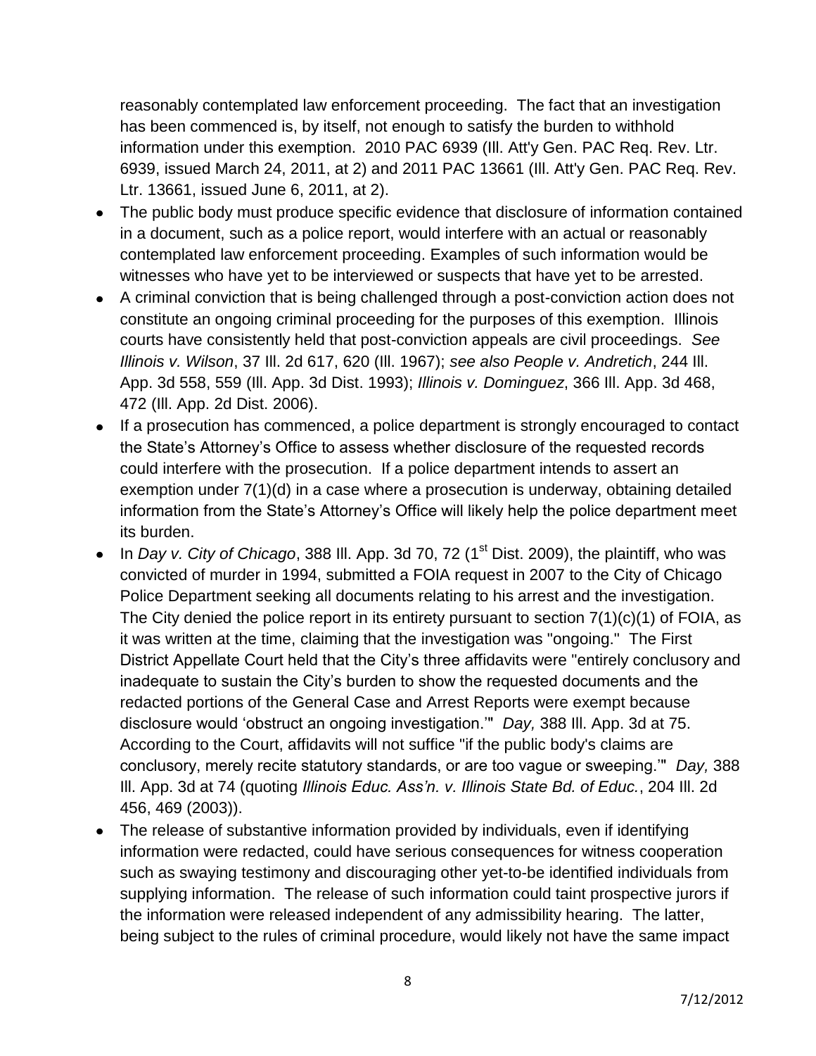reasonably contemplated law enforcement proceeding. The fact that an investigation has been commenced is, by itself, not enough to satisfy the burden to withhold information under this exemption. 2010 PAC 6939 (Ill. Att'y Gen. PAC Req. Rev. Ltr. 6939, issued March 24, 2011, at 2) and 2011 PAC 13661 (Ill. Att'y Gen. PAC Req. Rev. Ltr. 13661, issued June 6, 2011, at 2).

- The public body must produce specific evidence that disclosure of information contained in a document, such as a police report, would interfere with an actual or reasonably contemplated law enforcement proceeding. Examples of such information would be witnesses who have yet to be interviewed or suspects that have yet to be arrested.
- A criminal conviction that is being challenged through a post-conviction action does not constitute an ongoing criminal proceeding for the purposes of this exemption. Illinois courts have consistently held that post-conviction appeals are civil proceedings. *See Illinois v. Wilson*, 37 Ill. 2d 617, 620 (Ill. 1967); *see also People v. Andretich*, 244 Ill. App. 3d 558, 559 (Ill. App. 3d Dist. 1993); *Illinois v. Dominguez*, 366 Ill. App. 3d 468, 472 (Ill. App. 2d Dist. 2006).
- If a prosecution has commenced, a police department is strongly encouraged to contact the State's Attorney's Office to assess whether disclosure of the requested records could interfere with the prosecution. If a police department intends to assert an exemption under 7(1)(d) in a case where a prosecution is underway, obtaining detailed information from the State's Attorney's Office will likely help the police department meet its burden.
- In *Day v. City of Chicago*, 388 Ill. App. 3d 70, 72 (1st Dist. 2009), the plaintiff, who was convicted of murder in 1994, submitted a FOIA request in 2007 to the City of Chicago Police Department seeking all documents relating to his arrest and the investigation. The City denied the police report in its entirety pursuant to section 7(1)(c)(1) of FOIA, as it was written at the time, claiming that the investigation was "ongoing." The First District Appellate Court held that the City's three affidavits were "entirely conclusory and inadequate to sustain the City's burden to show the requested documents and the redacted portions of the General Case and Arrest Reports were exempt because disclosure would 'obstruct an ongoing investigation.'" *Day,* 388 Ill. App. 3d at 75. According to the Court, affidavits will not suffice "if the public body's claims are conclusory, merely recite statutory standards, or are too vague or sweeping.'" *Day,* 388 Ill. App. 3d at 74 (quoting *Illinois Educ. Ass'n. v. Illinois State Bd. of Educ.*, 204 Ill. 2d 456, 469 (2003)).
- The release of substantive information provided by individuals, even if identifying information were redacted, could have serious consequences for witness cooperation such as swaying testimony and discouraging other yet-to-be identified individuals from supplying information. The release of such information could taint prospective jurors if the information were released independent of any admissibility hearing. The latter, being subject to the rules of criminal procedure, would likely not have the same impact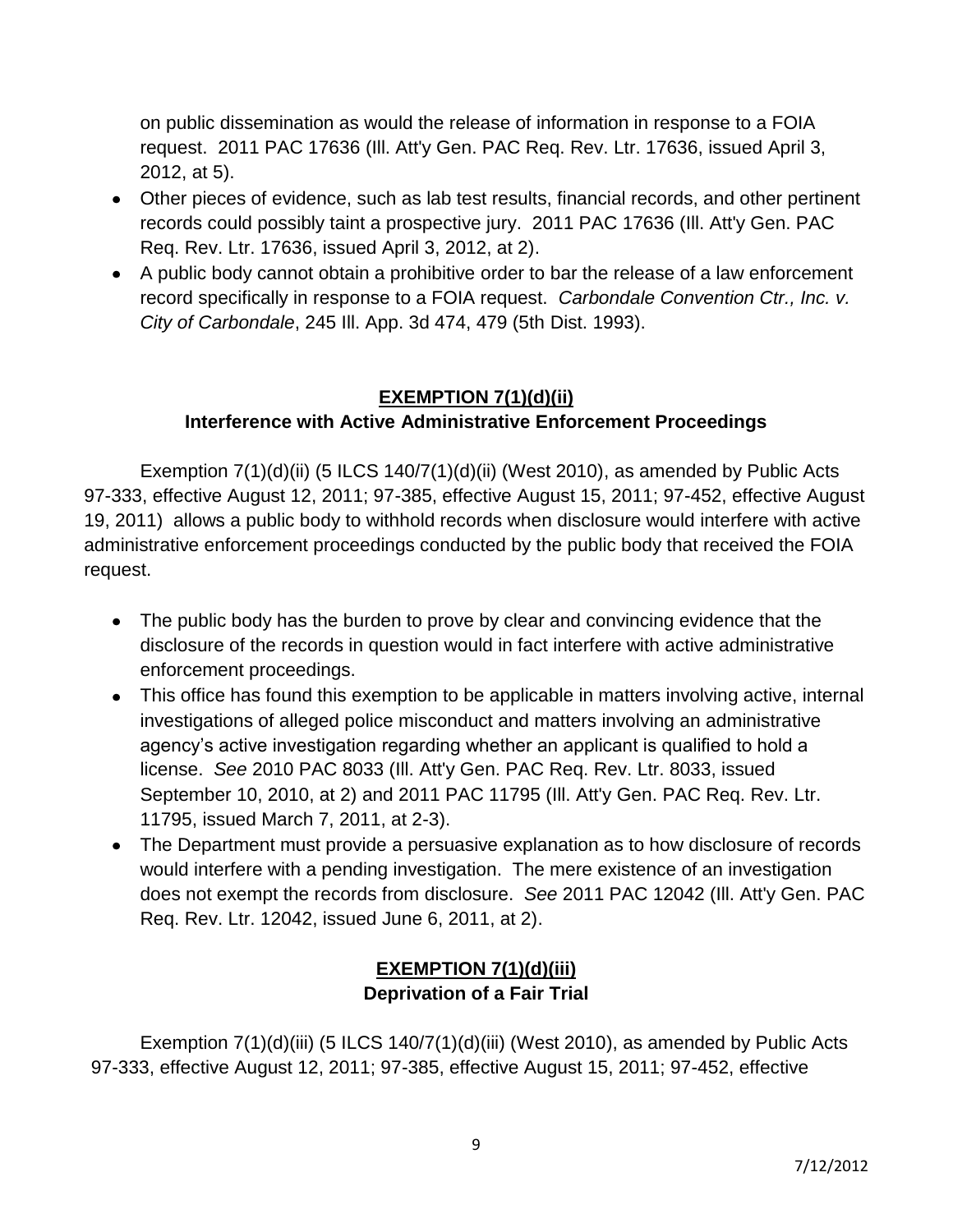on public dissemination as would the release of information in response to a FOIA request. 2011 PAC 17636 (Ill. Att'y Gen. PAC Req. Rev. Ltr. 17636, issued April 3, 2012, at 5).

- Other pieces of evidence, such as lab test results, financial records, and other pertinent records could possibly taint a prospective jury. 2011 PAC 17636 (Ill. Att'y Gen. PAC Req. Rev. Ltr. 17636, issued April 3, 2012, at 2).
- A public body cannot obtain a prohibitive order to bar the release of a law enforcement record specifically in response to a FOIA request. *Carbondale Convention Ctr., Inc. v. City of Carbondale*, 245 Ill. App. 3d 474, 479 (5th Dist. 1993).

## **EXEMPTION 7(1)(d)(ii)**
## Interference with Active Administrative Enforcement Proceedings

Exemption 7(1)(d)(ii) (5 ILCS 140/7(1)(d)(ii) (West 2010), as amended by Public Acts 97-333, effective August 12, 2011; 97-385, effective August 15, 2011; 97-452, effective August 19, 2011) allows a public body to withhold records when disclosure would interfere with active administrative enforcement proceedings conducted by the public body that received the FOIA request.

- The public body has the burden to prove by clear and convincing evidence that the disclosure of the records in question would in fact interfere with active administrative enforcement proceedings.
- This office has found this exemption to be applicable in matters involving active, internal investigations of alleged police misconduct and matters involving an administrative agency's active investigation regarding whether an applicant is qualified to hold a license. *See* 2010 PAC 8033 (Ill. Att'y Gen. PAC Req. Rev. Ltr. 8033, issued September 10, 2010, at 2) and 2011 PAC 11795 (Ill. Att'y Gen. PAC Req. Rev. Ltr. 11795, issued March 7, 2011, at 2-3).
- The Department must provide a persuasive explanation as to how disclosure of records would interfere with a pending investigation. The mere existence of an investigation does not exempt the records from disclosure. *See* 2011 PAC 12042 (Ill. Att'y Gen. PAC Req. Rev. Ltr. 12042, issued June 6, 2011, at 2).

## **EXEMPTION 7(1)(d)(iii)**
## Deprivation of a Fair Trial

Exemption 7(1)(d)(iii) (5 ILCS 140/7(1)(d)(iii) (West 2010), as amended by Public Acts 97-333, effective August 12, 2011; 97-385, effective August 15, 2011; 97-452, effective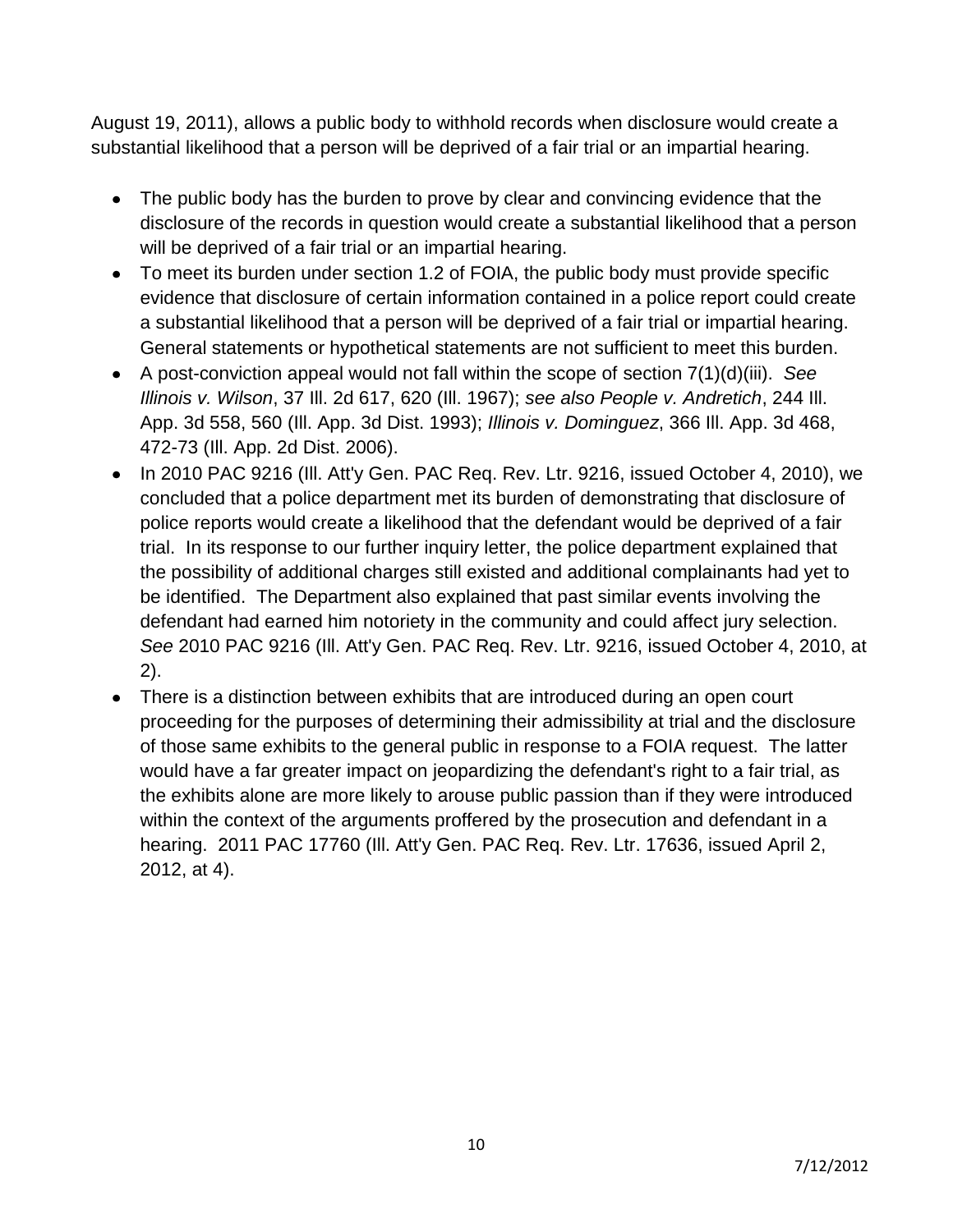August 19, 2011), allows a public body to withhold records when disclosure would create a substantial likelihood that a person will be deprived of a fair trial or an impartial hearing.

- The public body has the burden to prove by clear and convincing evidence that the disclosure of the records in question would create a substantial likelihood that a person will be deprived of a fair trial or an impartial hearing.
- To meet its burden under section 1.2 of FOIA, the public body must provide specific evidence that disclosure of certain information contained in a police report could create a substantial likelihood that a person will be deprived of a fair trial or impartial hearing. General statements or hypothetical statements are not sufficient to meet this burden.
- A post-conviction appeal would not fall within the scope of section 7(1)(d)(iii). *See Illinois v. Wilson*, 37 Ill. 2d 617, 620 (Ill. 1967); *see also People v. Andretich*, 244 Ill. App. 3d 558, 560 (Ill. App. 3d Dist. 1993); *Illinois v. Dominguez*, 366 Ill. App. 3d 468, 472-73 (Ill. App. 2d Dist. 2006).
- In 2010 PAC 9216 (Ill. Att'y Gen. PAC Req. Rev. Ltr. 9216, issued October 4, 2010), we concluded that a police department met its burden of demonstrating that disclosure of police reports would create a likelihood that the defendant would be deprived of a fair trial. In its response to our further inquiry letter, the police department explained that the possibility of additional charges still existed and additional complainants had yet to be identified. The Department also explained that past similar events involving the defendant had earned him notoriety in the community and could affect jury selection. *See* 2010 PAC 9216 (Ill. Att'y Gen. PAC Req. Rev. Ltr. 9216, issued October 4, 2010, at 2).
- There is a distinction between exhibits that are introduced during an open court proceeding for the purposes of determining their admissibility at trial and the disclosure of those same exhibits to the general public in response to a FOIA request. The latter would have a far greater impact on jeopardizing the defendant's right to a fair trial, as the exhibits alone are more likely to arouse public passion than if they were introduced within the context of the arguments proffered by the prosecution and defendant in a hearing. 2011 PAC 17760 (Ill. Att'y Gen. PAC Req. Rev. Ltr. 17636, issued April 2, 2012, at 4).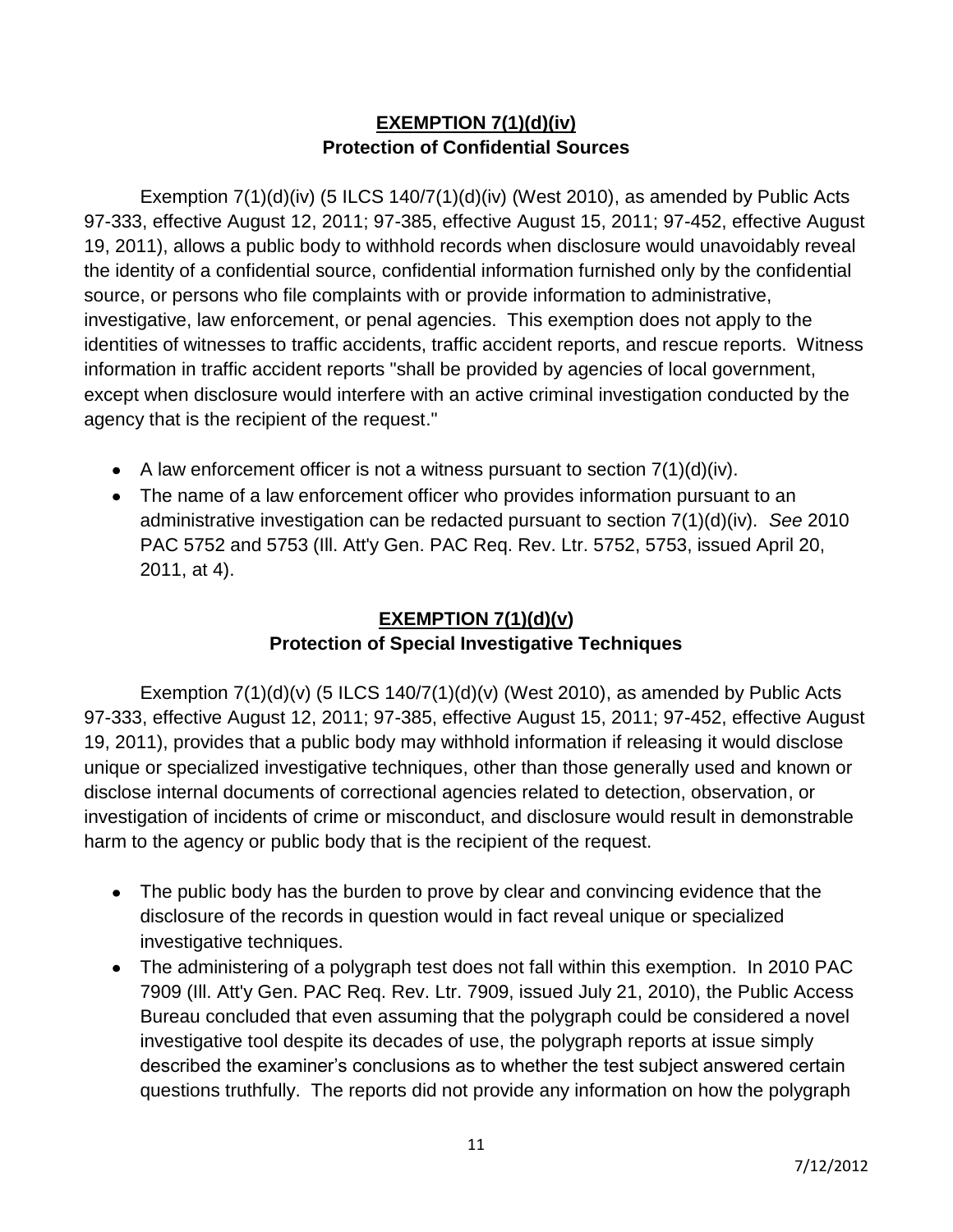## **<u>EXEMPTION 7(1)(d)(iv)</u>**
**Protection of Confidential Sources**

Exemption 7(1)(d)(iv) (5 ILCS 140/7(1)(d)(iv) (West 2010), as amended by Public Acts 97-333, effective August 12, 2011; 97-385, effective August 15, 2011; 97-452, effective August 19, 2011), allows a public body to withhold records when disclosure would unavoidably reveal the identity of a confidential source, confidential information furnished only by the confidential source, or persons who file complaints with or provide information to administrative, investigative, law enforcement, or penal agencies. This exemption does not apply to the identities of witnesses to traffic accidents, traffic accident reports, and rescue reports. Witness information in traffic accident reports "shall be provided by agencies of local government, except when disclosure would interfere with an active criminal investigation conducted by the agency that is the recipient of the request."

- A law enforcement officer is not a witness pursuant to section 7(1)(d)(iv).
- The name of a law enforcement officer who provides information pursuant to an administrative investigation can be redacted pursuant to section 7(1)(d)(iv). *See* 2010 PAC 5752 and 5753 (Ill. Att'y Gen. PAC Req. Rev. Ltr. 5752, 5753, issued April 20, 2011, at 4).

## **<u>EXEMPTION 7(1)(d)(v)</u>**
**Protection of Special Investigative Techniques**

Exemption 7(1)(d)(v) (5 ILCS 140/7(1)(d)(v) (West 2010), as amended by Public Acts 97-333, effective August 12, 2011; 97-385, effective August 15, 2011; 97-452, effective August 19, 2011), provides that a public body may withhold information if releasing it would disclose unique or specialized investigative techniques, other than those generally used and known or disclose internal documents of correctional agencies related to detection, observation, or investigation of incidents of crime or misconduct, and disclosure would result in demonstrable harm to the agency or public body that is the recipient of the request.

- The public body has the burden to prove by clear and convincing evidence that the disclosure of the records in question would in fact reveal unique or specialized investigative techniques.
- The administering of a polygraph test does not fall within this exemption. In 2010 PAC 7909 (Ill. Att'y Gen. PAC Req. Rev. Ltr. 7909, issued July 21, 2010), the Public Access Bureau concluded that even assuming that the polygraph could be considered a novel investigative tool despite its decades of use, the polygraph reports at issue simply described the examiner's conclusions as to whether the test subject answered certain questions truthfully. The reports did not provide any information on how the polygraph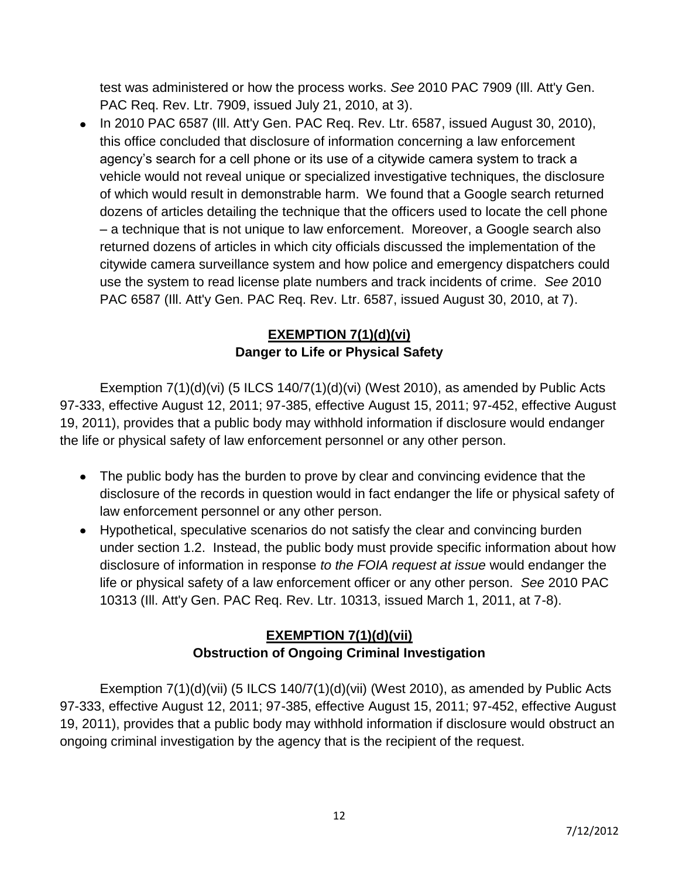test was administered or how the process works. *See* 2010 PAC 7909 (Ill. Att'y Gen. PAC Req. Rev. Ltr. 7909, issued July 21, 2010, at 3).

- In 2010 PAC 6587 (Ill. Att'y Gen. PAC Req. Rev. Ltr. 6587, issued August 30, 2010), this office concluded that disclosure of information concerning a law enforcement agency's search for a cell phone or its use of a citywide camera system to track a vehicle would not reveal unique or specialized investigative techniques, the disclosure of which would result in demonstrable harm. We found that a Google search returned dozens of articles detailing the technique that the officers used to locate the cell phone – a technique that is not unique to law enforcement. Moreover, a Google search also returned dozens of articles in which city officials discussed the implementation of the citywide camera surveillance system and how police and emergency dispatchers could use the system to read license plate numbers and track incidents of crime. *See* 2010 PAC 6587 (Ill. Att'y Gen. PAC Req. Rev. Ltr. 6587, issued August 30, 2010, at 7).

## **EXEMPTION 7(1)(d)(vi)**
### **Danger to Life or Physical Safety**

Exemption 7(1)(d)(vi) (5 ILCS 140/7(1)(d)(vi) (West 2010), as amended by Public Acts 97-333, effective August 12, 2011; 97-385, effective August 15, 2011; 97-452, effective August 19, 2011), provides that a public body may withhold information if disclosure would endanger the life or physical safety of law enforcement personnel or any other person.

- The public body has the burden to prove by clear and convincing evidence that the disclosure of the records in question would in fact endanger the life or physical safety of law enforcement personnel or any other person.
- Hypothetical, speculative scenarios do not satisfy the clear and convincing burden under section 1.2. Instead, the public body must provide specific information about how disclosure of information in response *to the FOIA request at issue* would endanger the life or physical safety of a law enforcement officer or any other person. *See* 2010 PAC 10313 (Ill. Att'y Gen. PAC Req. Rev. Ltr. 10313, issued March 1, 2011, at 7-8).

## **EXEMPTION 7(1)(d)(vii)**
### **Obstruction of Ongoing Criminal Investigation**

Exemption 7(1)(d)(vii) (5 ILCS 140/7(1)(d)(vii) (West 2010), as amended by Public Acts 97-333, effective August 12, 2011; 97-385, effective August 15, 2011; 97-452, effective August 19, 2011), provides that a public body may withhold information if disclosure would obstruct an ongoing criminal investigation by the agency that is the recipient of the request.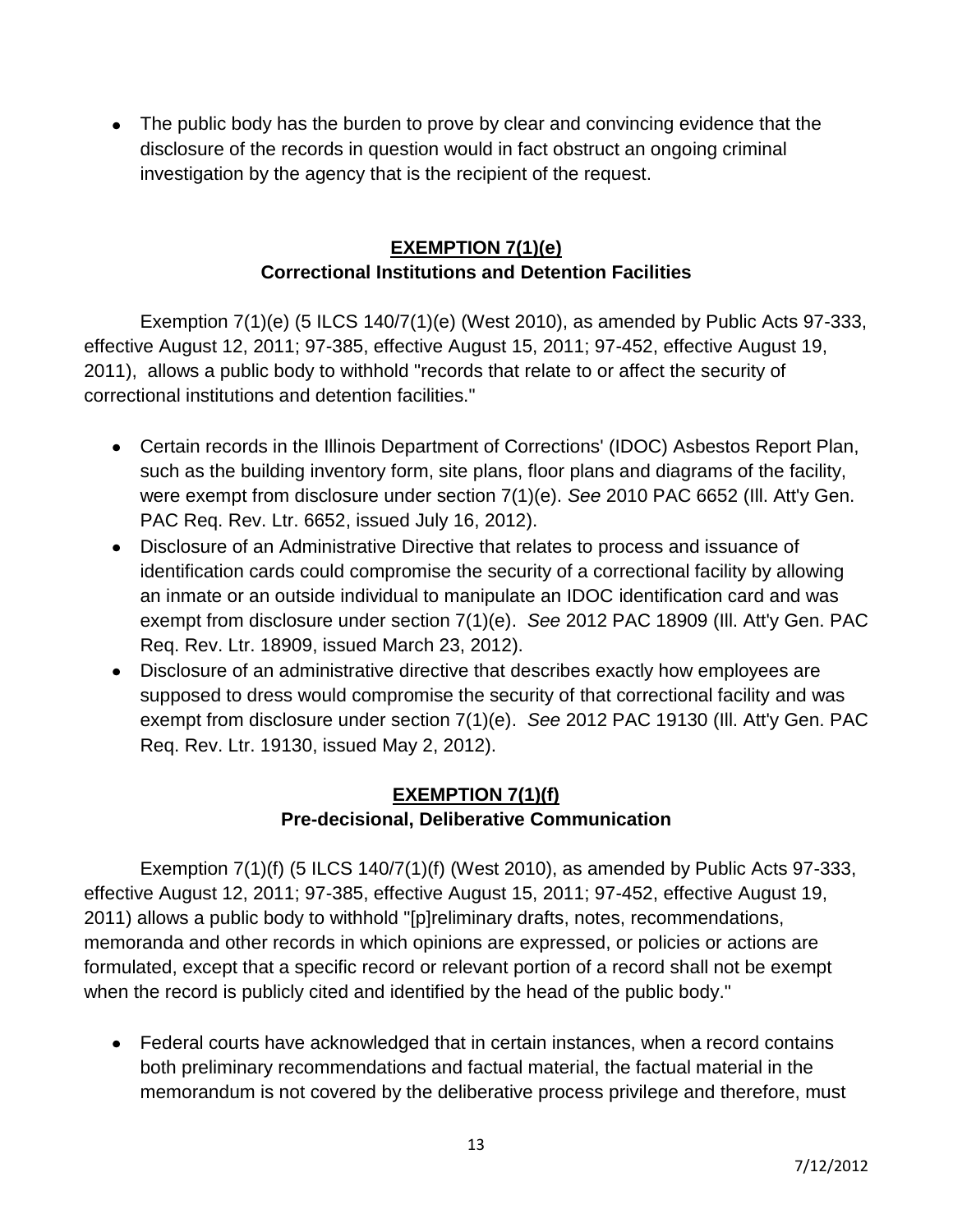- The public body has the burden to prove by clear and convincing evidence that the disclosure of the records in question would in fact obstruct an ongoing criminal investigation by the agency that is the recipient of the request.

## **EXEMPTION 7(1)(e)**
### **Correctional Institutions and Detention Facilities**

Exemption 7(1)(e) (5 ILCS 140/7(1)(e) (West 2010), as amended by Public Acts 97-333, effective August 12, 2011; 97-385, effective August 15, 2011; 97-452, effective August 19, 2011), allows a public body to withhold "records that relate to or affect the security of correctional institutions and detention facilities."

- Certain records in the Illinois Department of Corrections' (IDOC) Asbestos Report Plan, such as the building inventory form, site plans, floor plans and diagrams of the facility, were exempt from disclosure under section 7(1)(e). *See* 2010 PAC 6652 (Ill. Att'y Gen. PAC Req. Rev. Ltr. 6652, issued July 16, 2012).
- Disclosure of an Administrative Directive that relates to process and issuance of identification cards could compromise the security of a correctional facility by allowing an inmate or an outside individual to manipulate an IDOC identification card and was exempt from disclosure under section 7(1)(e). *See* 2012 PAC 18909 (Ill. Att'y Gen. PAC Req. Rev. Ltr. 18909, issued March 23, 2012).
- Disclosure of an administrative directive that describes exactly how employees are supposed to dress would compromise the security of that correctional facility and was exempt from disclosure under section 7(1)(e). *See* 2012 PAC 19130 (Ill. Att'y Gen. PAC Req. Rev. Ltr. 19130, issued May 2, 2012).

## **EXEMPTION 7(1)(f)**
### **Pre-decisional, Deliberative Communication**

Exemption 7(1)(f) (5 ILCS 140/7(1)(f) (West 2010), as amended by Public Acts 97-333, effective August 12, 2011; 97-385, effective August 15, 2011; 97-452, effective August 19, 2011) allows a public body to withhold "[p]reliminary drafts, notes, recommendations, memoranda and other records in which opinions are expressed, or policies or actions are formulated, except that a specific record or relevant portion of a record shall not be exempt when the record is publicly cited and identified by the head of the public body."

- Federal courts have acknowledged that in certain instances, when a record contains both preliminary recommendations and factual material, the factual material in the memorandum is not covered by the deliberative process privilege and therefore, must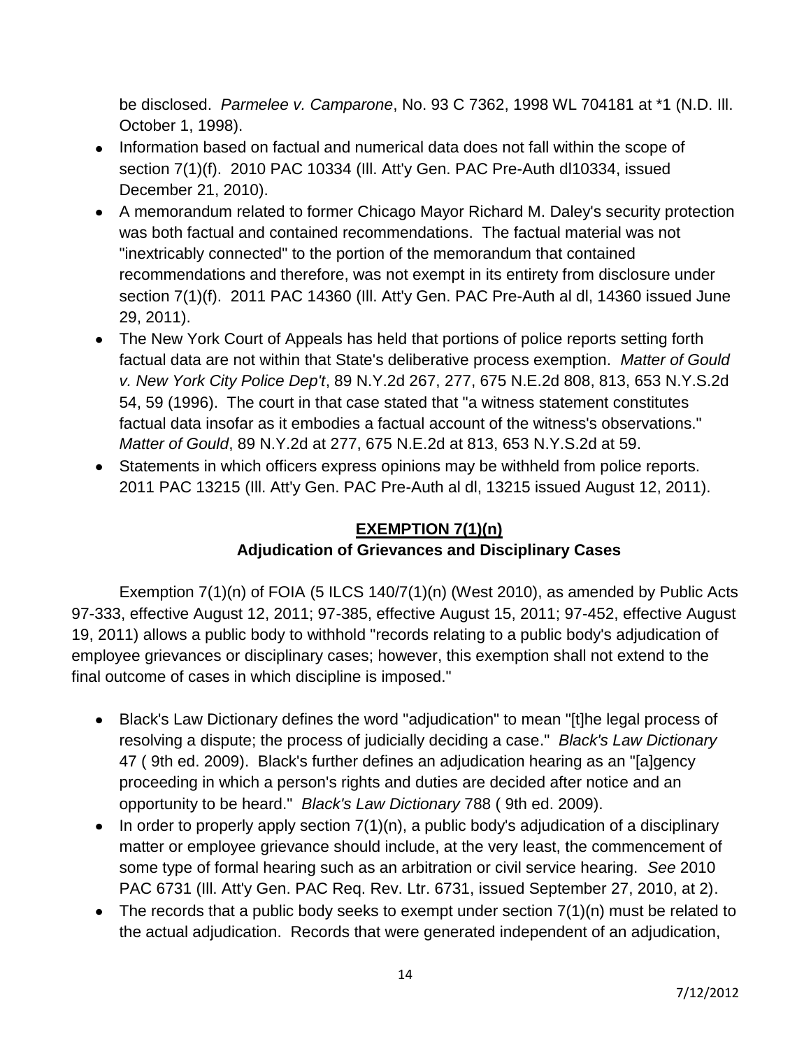be disclosed. *Parmelee v. Camparone*, No. 93 C 7362, 1998 WL 704181 at *1 (N.D. Ill. October 1, 1998).

- Information based on factual and numerical data does not fall within the scope of section 7(1)(f). 2010 PAC 10334 (Ill. Att'y Gen. PAC Pre-Auth dl10334, issued December 21, 2010).
- A memorandum related to former Chicago Mayor Richard M. Daley's security protection was both factual and contained recommendations. The factual material was not "inextricably connected" to the portion of the memorandum that contained recommendations and therefore, was not exempt in its entirety from disclosure under section 7(1)(f). 2011 PAC 14360 (Ill. Att'y Gen. PAC Pre-Auth al dl, 14360 issued June 29, 2011).
- The New York Court of Appeals has held that portions of police reports setting forth factual data are not within that State's deliberative process exemption. *Matter of Gould v. New York City Police Dep't*, 89 N.Y.2d 267, 277, 675 N.E.2d 808, 813, 653 N.Y.S.2d 54, 59 (1996). The court in that case stated that "a witness statement constitutes factual data insofar as it embodies a factual account of the witness's observations." *Matter of Gould*, 89 N.Y.2d at 277, 675 N.E.2d at 813, 653 N.Y.S.2d at 59.
- Statements in which officers express opinions may be withheld from police reports. 2011 PAC 13215 (Ill. Att'y Gen. PAC Pre-Auth al dl, 13215 issued August 12, 2011).

## EXEMPTION 7(1)(n)
### Adjudication of Grievances and Disciplinary Cases

Exemption 7(1)(n) of FOIA (5 ILCS 140/7(1)(n) (West 2010), as amended by Public Acts 97-333, effective August 12, 2011; 97-385, effective August 15, 2011; 97-452, effective August 19, 2011) allows a public body to withhold "records relating to a public body's adjudication of employee grievances or disciplinary cases; however, this exemption shall not extend to the final outcome of cases in which discipline is imposed."

- Black's Law Dictionary defines the word "adjudication" to mean "[t]he legal process of resolving a dispute; the process of judicially deciding a case." *Black's Law Dictionary* 47 ( 9th ed. 2009). Black's further defines an adjudication hearing as an "[a]gency proceeding in which a person's rights and duties are decided after notice and an opportunity to be heard." *Black's Law Dictionary* 788 ( 9th ed. 2009).
- In order to properly apply section 7(1)(n), a public body's adjudication of a disciplinary matter or employee grievance should include, at the very least, the commencement of some type of formal hearing such as an arbitration or civil service hearing. *See* 2010 PAC 6731 (Ill. Att'y Gen. PAC Req. Rev. Ltr. 6731, issued September 27, 2010, at 2).
- The records that a public body seeks to exempt under section 7(1)(n) must be related to the actual adjudication. Records that were generated independent of an adjudication,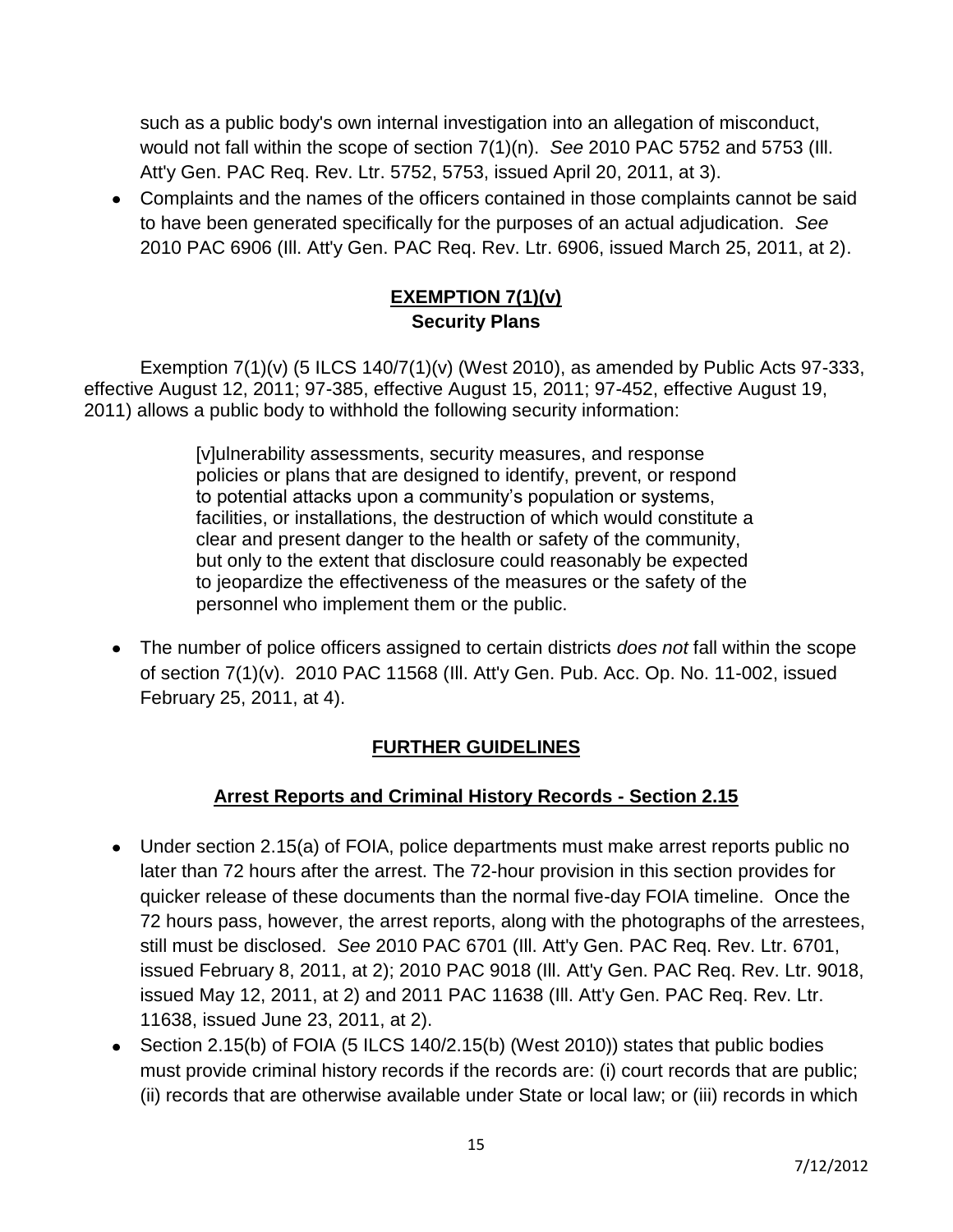such as a public body's own internal investigation into an allegation of misconduct, would not fall within the scope of section 7(1)(n). *See* 2010 PAC 5752 and 5753 (Ill. Att'y Gen. PAC Req. Rev. Ltr. 5752, 5753, issued April 20, 2011, at 3).

- Complaints and the names of the officers contained in those complaints cannot be said to have been generated specifically for the purposes of an actual adjudication. *See* 2010 PAC 6906 (Ill. Att'y Gen. PAC Req. Rev. Ltr. 6906, issued March 25, 2011, at 2).

## **EXEMPTION 7(1)(v)**
### **Security Plans**

Exemption 7(1)(v) (5 ILCS 140/7(1)(v) (West 2010), as amended by Public Acts 97-333, effective August 12, 2011; 97-385, effective August 15, 2011; 97-452, effective August 19, 2011) allows a public body to withhold the following security information:

> [v]ulnerability assessments, security measures, and response policies or plans that are designed to identify, prevent, or respond to potential attacks upon a community's population or systems, facilities, or installations, the destruction of which would constitute a clear and present danger to the health or safety of the community, but only to the extent that disclosure could reasonably be expected to jeopardize the effectiveness of the measures or the safety of the personnel who implement them or the public.

- The number of police officers assigned to certain districts *does not* fall within the scope of section 7(1)(v). 2010 PAC 11568 (Ill. Att'y Gen. Pub. Acc. Op. No. 11-002, issued February 25, 2011, at 4).

## **FURTHER GUIDELINES**

### **Arrest Reports and Criminal History Records - Section 2.15**

- Under section 2.15(a) of FOIA, police departments must make arrest reports public no later than 72 hours after the arrest. The 72-hour provision in this section provides for quicker release of these documents than the normal five-day FOIA timeline. Once the 72 hours pass, however, the arrest reports, along with the photographs of the arrestees, still must be disclosed. *See* 2010 PAC 6701 (Ill. Att'y Gen. PAC Req. Rev. Ltr. 6701, issued February 8, 2011, at 2); 2010 PAC 9018 (Ill. Att'y Gen. PAC Req. Rev. Ltr. 9018, issued May 12, 2011, at 2) and 2011 PAC 11638 (Ill. Att'y Gen. PAC Req. Rev. Ltr. 11638, issued June 23, 2011, at 2).
- Section 2.15(b) of FOIA (5 ILCS 140/2.15(b) (West 2010)) states that public bodies must provide criminal history records if the records are: (i) court records that are public; (ii) records that are otherwise available under State or local law; or (iii) records in which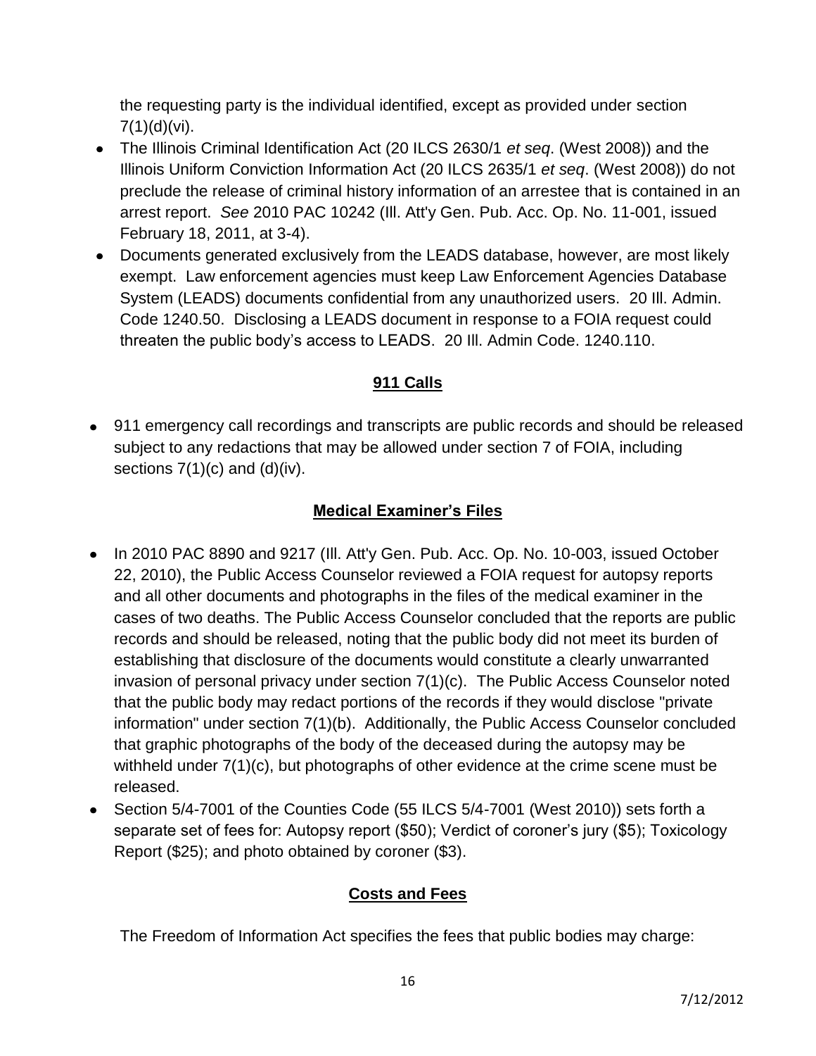the requesting party is the individual identified, except as provided under section 7(1)(d)(vi).

- The Illinois Criminal Identification Act (20 ILCS 2630/1 *et seq*. (West 2008)) and the Illinois Uniform Conviction Information Act (20 ILCS 2635/1 *et seq*. (West 2008)) do not preclude the release of criminal history information of an arrestee that is contained in an arrest report. *See* 2010 PAC 10242 (Ill. Att'y Gen. Pub. Acc. Op. No. 11-001, issued February 18, 2011, at 3-4).
- Documents generated exclusively from the LEADS database, however, are most likely exempt. Law enforcement agencies must keep Law Enforcement Agencies Database System (LEADS) documents confidential from any unauthorized users. 20 Ill. Admin. Code 1240.50. Disclosing a LEADS document in response to a FOIA request could threaten the public body's access to LEADS. 20 Ill. Admin Code. 1240.110.

## 911 Calls

- 911 emergency call recordings and transcripts are public records and should be released subject to any redactions that may be allowed under section 7 of FOIA, including sections 7(1)(c) and (d)(iv).

## Medical Examiner's Files

- In 2010 PAC 8890 and 9217 (Ill. Att'y Gen. Pub. Acc. Op. No. 10-003, issued October 22, 2010), the Public Access Counselor reviewed a FOIA request for autopsy reports and all other documents and photographs in the files of the medical examiner in the cases of two deaths. The Public Access Counselor concluded that the reports are public records and should be released, noting that the public body did not meet its burden of establishing that disclosure of the documents would constitute a clearly unwarranted invasion of personal privacy under section 7(1)(c). The Public Access Counselor noted that the public body may redact portions of the records if they would disclose "private information" under section 7(1)(b). Additionally, the Public Access Counselor concluded that graphic photographs of the body of the deceased during the autopsy may be withheld under 7(1)(c), but photographs of other evidence at the crime scene must be released.
- Section 5/4-7001 of the Counties Code (55 ILCS 5/4-7001 (West 2010)) sets forth a separate set of fees for: Autopsy report ($50); Verdict of coroner's jury ($5); Toxicology Report ($25); and photo obtained by coroner ($3).

## Costs and Fees

The Freedom of Information Act specifies the fees that public bodies may charge: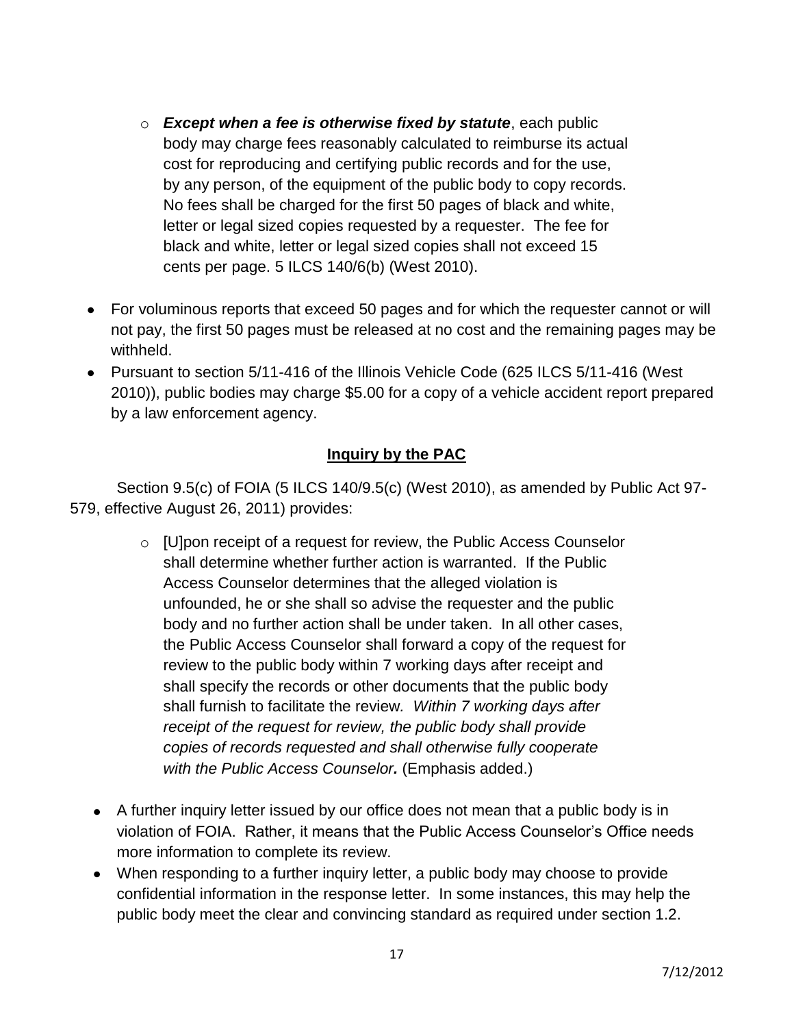- ***Except when a fee is otherwise fixed by statute***, each public body may charge fees reasonably calculated to reimburse its actual cost for reproducing and certifying public records and for the use, by any person, of the equipment of the public body to copy records. No fees shall be charged for the first 50 pages of black and white, letter or legal sized copies requested by a requester. The fee for black and white, letter or legal sized copies shall not exceed 15 cents per page. 5 ILCS 140/6(b) (West 2010).

- For voluminous reports that exceed 50 pages and for which the requester cannot or will not pay, the first 50 pages must be released at no cost and the remaining pages may be withheld.
- Pursuant to section 5/11-416 of the Illinois Vehicle Code (625 ILCS 5/11-416 (West 2010)), public bodies may charge $5.00 for a copy of a vehicle accident report prepared by a law enforcement agency.

## Inquiry by the PAC

Section 9.5(c) of FOIA (5 ILCS 140/9.5(c) (West 2010), as amended by Public Act 97-579, effective August 26, 2011) provides:

- [U]pon receipt of a request for review, the Public Access Counselor shall determine whether further action is warranted. If the Public Access Counselor determines that the alleged violation is unfounded, he or she shall so advise the requester and the public body and no further action shall be under taken. In all other cases, the Public Access Counselor shall forward a copy of the request for review to the public body within 7 working days after receipt and shall specify the records or other documents that the public body shall furnish to facilitate the review. *Within 7 working days after receipt of the request for review, the public body shall provide copies of records requested and shall otherwise fully cooperate with the Public Access Counselor.* (Emphasis added.)

- A further inquiry letter issued by our office does not mean that a public body is in violation of FOIA. Rather, it means that the Public Access Counselor's Office needs more information to complete its review.
- When responding to a further inquiry letter, a public body may choose to provide confidential information in the response letter. In some instances, this may help the public body meet the clear and convincing standard as required under section 1.2.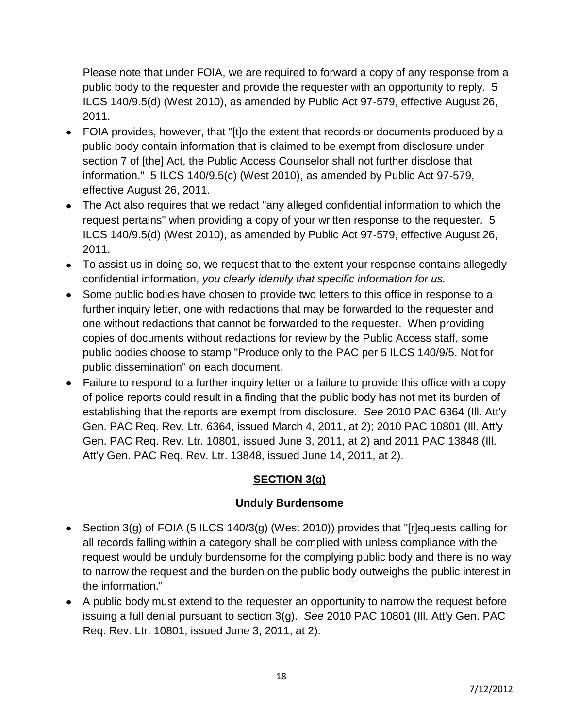Please note that under FOIA, we are required to forward a copy of any response from a public body to the requester and provide the requester with an opportunity to reply. 5 ILCS 140/9.5(d) (West 2010), as amended by Public Act 97-579, effective August 26, 2011.

- FOIA provides, however, that "[t]o the extent that records or documents produced by a public body contain information that is claimed to be exempt from disclosure under section 7 of [the] Act, the Public Access Counselor shall not further disclose that information." 5 ILCS 140/9.5(c) (West 2010), as amended by Public Act 97-579, effective August 26, 2011.
- The Act also requires that we redact "any alleged confidential information to which the request pertains" when providing a copy of your written response to the requester. 5 ILCS 140/9.5(d) (West 2010), as amended by Public Act 97-579, effective August 26, 2011.
- To assist us in doing so, we request that to the extent your response contains allegedly confidential information, *you clearly identify that specific information for us.*
- Some public bodies have chosen to provide two letters to this office in response to a further inquiry letter, one with redactions that may be forwarded to the requester and one without redactions that cannot be forwarded to the requester. When providing copies of documents without redactions for review by the Public Access staff, some public bodies choose to stamp "Produce only to the PAC per 5 ILCS 140/9/5. Not for public dissemination" on each document.
- Failure to respond to a further inquiry letter or a failure to provide this office with a copy of police reports could result in a finding that the public body has not met its burden of establishing that the reports are exempt from disclosure. *See* 2010 PAC 6364 (Ill. Att'y Gen. PAC Req. Rev. Ltr. 6364, issued March 4, 2011, at 2); 2010 PAC 10801 (Ill. Att'y Gen. PAC Req. Rev. Ltr. 10801, issued June 3, 2011, at 2) and 2011 PAC 13848 (Ill. Att'y Gen. PAC Req. Rev. Ltr. 13848, issued June 14, 2011, at 2).

## SECTION 3(g)

### Unduly Burdensome

- Section 3(g) of FOIA (5 ILCS 140/3(g) (West 2010)) provides that "[r]equests calling for all records falling within a category shall be complied with unless compliance with the request would be unduly burdensome for the complying public body and there is no way to narrow the request and the burden on the public body outweighs the public interest in the information."
- A public body must extend to the requester an opportunity to narrow the request before issuing a full denial pursuant to section 3(g). *See* 2010 PAC 10801 (Ill. Att'y Gen. PAC Req. Rev. Ltr. 10801, issued June 3, 2011, at 2).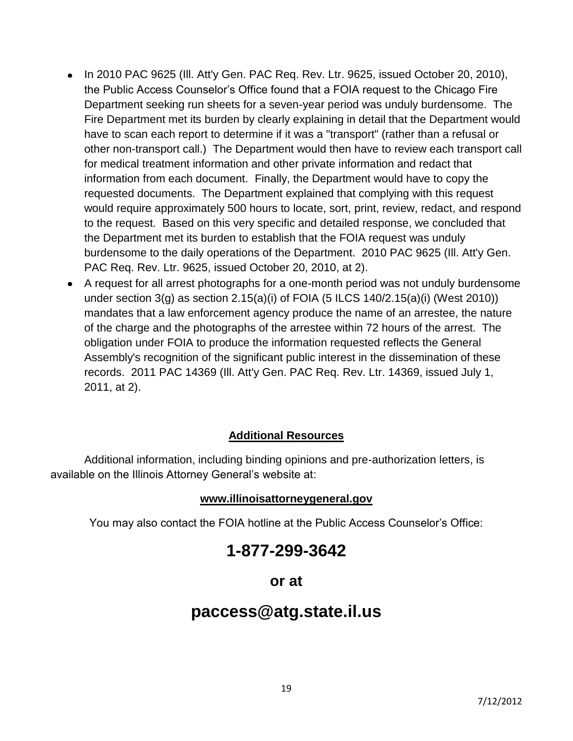- In 2010 PAC 9625 (Ill. Att'y Gen. PAC Req. Rev. Ltr. 9625, issued October 20, 2010), the Public Access Counselor's Office found that a FOIA request to the Chicago Fire Department seeking run sheets for a seven-year period was unduly burdensome. The Fire Department met its burden by clearly explaining in detail that the Department would have to scan each report to determine if it was a "transport" (rather than a refusal or other non-transport call.) The Department would then have to review each transport call for medical treatment information and other private information and redact that information from each document. Finally, the Department would have to copy the requested documents. The Department explained that complying with this request would require approximately 500 hours to locate, sort, print, review, redact, and respond to the request. Based on this very specific and detailed response, we concluded that the Department met its burden to establish that the FOIA request was unduly burdensome to the daily operations of the Department. 2010 PAC 9625 (Ill. Att'y Gen. PAC Req. Rev. Ltr. 9625, issued October 20, 2010, at 2).
- A request for all arrest photographs for a one-month period was not unduly burdensome under section 3(g) as section 2.15(a)(i) of FOIA (5 ILCS 140/2.15(a)(i) (West 2010)) mandates that a law enforcement agency produce the name of an arrestee, the nature of the charge and the photographs of the arrestee within 72 hours of the arrest. The obligation under FOIA to produce the information requested reflects the General Assembly's recognition of the significant public interest in the dissemination of these records. 2011 PAC 14369 (Ill. Att'y Gen. PAC Req. Rev. Ltr. 14369, issued July 1, 2011, at 2).

## Additional Resources

Additional information, including binding opinions and pre-authorization letters, is available on the Illinois Attorney General's website at:

**www.illinoisattorneygeneral.gov**

You may also contact the FOIA hotline at the Public Access Counselor's Office:

# 1-877-299-3642

## or at

# paccess@atg.state.il.us

7/12/2012